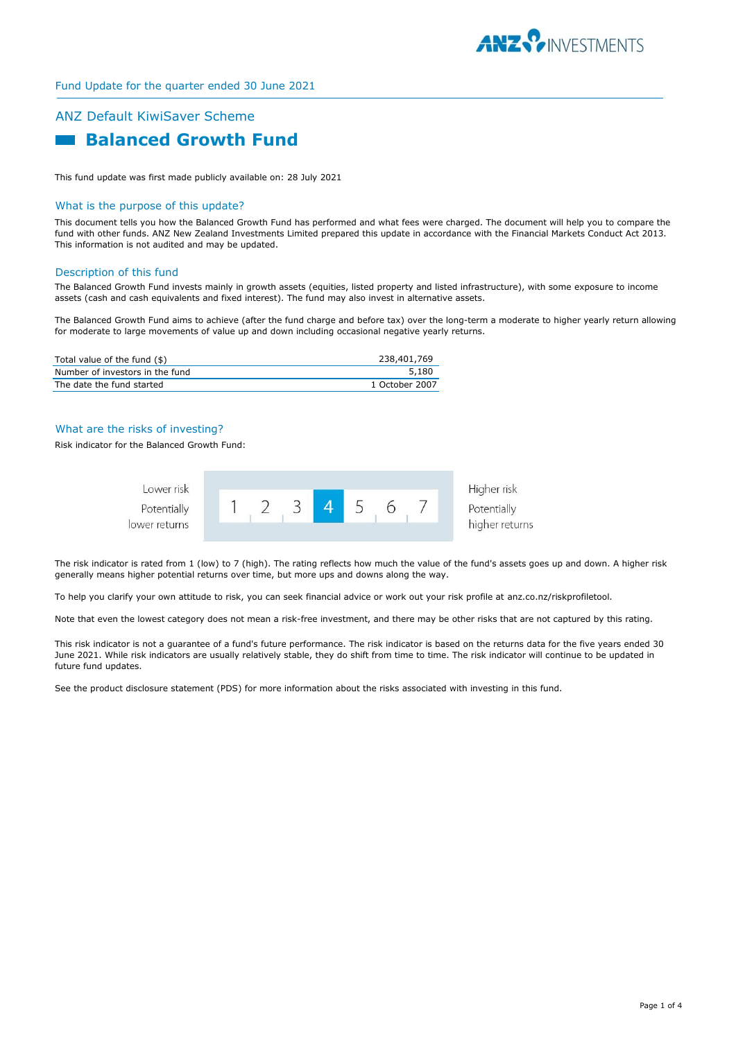Fund Update for the quarter ended 30 June 2021

## ANZ Default KiwiSaver Scheme

# Balanced Growth Fund

This fund update was first made publicly available on: 28 July 2021

### What is the purpose of this update?

This document tells you how the Balanced Growth Fund has performed and what fees were charged. The document will help you to compare the fund with other funds. ANZ New Zealand Investments Limited prepared this update in accordance with the Financial Markets Conduct Act 2013. This information is not audited and may be updated.

### Description of this fund

The Balanced Growth Fund invests mainly in growth assets (equities, listed property and listed infrastructure), with some exposure to income assets (cash and cash equivalents and fixed interest). The fund may also invest in alternative assets.

The Balanced Growth Fund aims to achieve (after the fund charge and before tax) over the long-term a moderate to higher yearly return allowing for moderate to large movements of value up and down including occasional negative yearly returns.

| | |
|---|---|
| Total value of the fund ($) | 238,401,769 |
| Number of investors in the fund | 5,180 |
| The date the fund started | 1 October 2007 |

### What are the risks of investing?

Risk indicator for the Balanced Growth Fund:

| Lower risk<br>Potentially lower returns | 1 | 2 | 3 | **4** | 5 | 6 | 7 | Higher risk<br>Potentially higher returns |
|---|---|---|---|---|---|---|---|---|

The risk indicator is rated from 1 (low) to 7 (high). The rating reflects how much the value of the fund's assets goes up and down. A higher risk generally means higher potential returns over time, but more ups and downs along the way.

To help you clarify your own attitude to risk, you can seek financial advice or work out your risk profile at anz.co.nz/riskprofiletool.

Note that even the lowest category does not mean a risk-free investment, and there may be other risks that are not captured by this rating.

This risk indicator is not a guarantee of a fund's future performance. The risk indicator is based on the returns data for the five years ended 30 June 2021. While risk indicators are usually relatively stable, they do shift from time to time. The risk indicator will continue to be updated in future fund updates.

See the product disclosure statement (PDS) for more information about the risks associated with investing in this fund.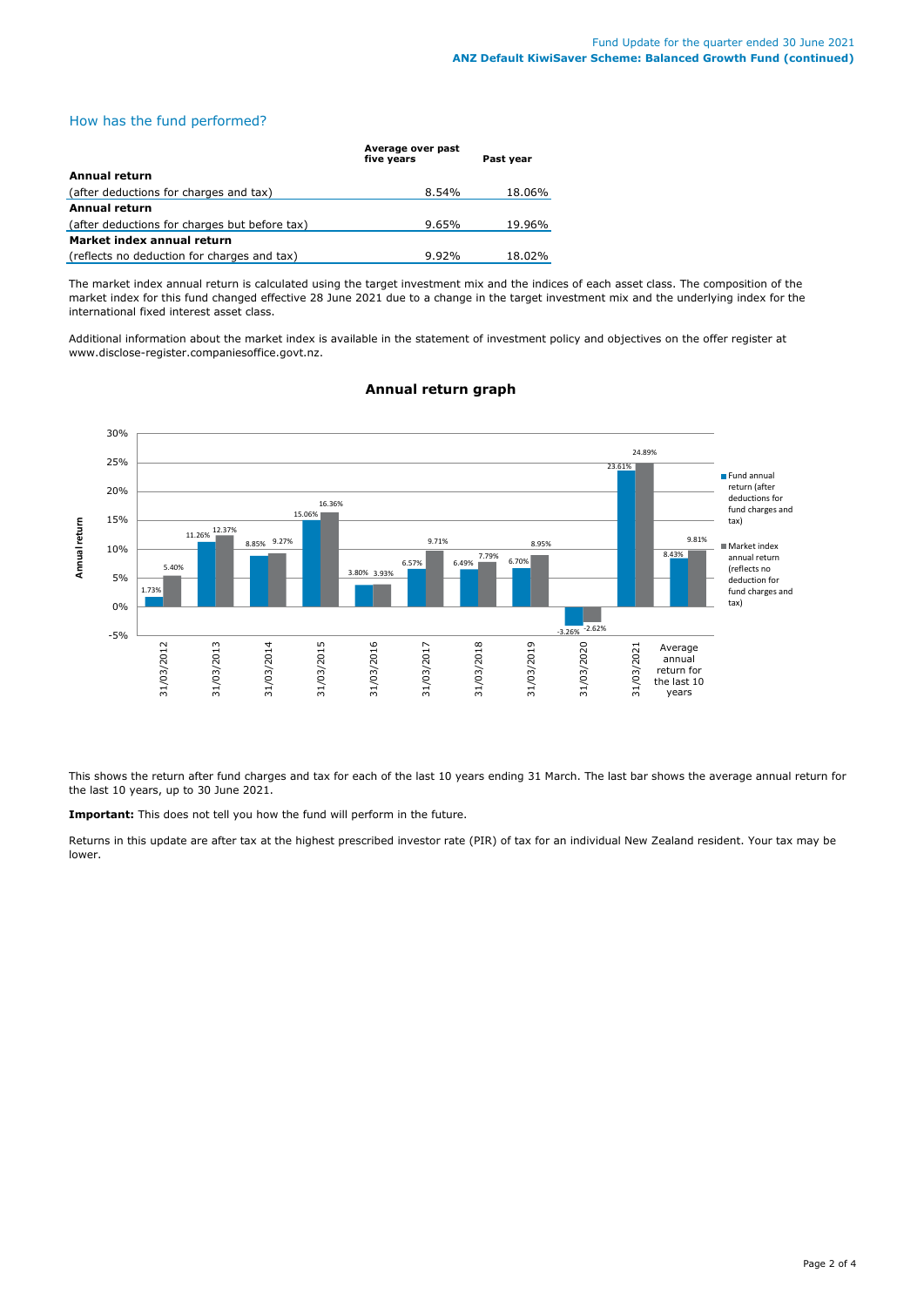## How has the fund performed?

| | Average over past five years | Past year |
|---|---|---|
| **Annual return** | | |
| (after deductions for charges and tax) | 8.54% | 18.06% |
| **Annual return** | | |
| (after deductions for charges but before tax) | 9.65% | 19.96% |
| **Market index annual return** | | |
| (reflects no deduction for charges and tax) | 9.92% | 18.02% |

The market index annual return is calculated using the target investment mix and the indices of each asset class. The composition of the market index for this fund changed effective 28 June 2021 due to a change in the target investment mix and the underlying index for the international fixed interest asset class.

Additional information about the market index is available in the statement of investment policy and objectives on the offer register at www.disclose-register.companiesoffice.govt.nz.

### Annual return graph

| | Fund annual return (after deductions for fund charges and tax) | Market index annual return (reflects no deduction for fund charges and tax) |
|---|---|---|
| 31/03/2012 | 1.73% | 5.40% |
| 31/03/2013 | 11.26% | 12.37% |
| 31/03/2014 | 8.85% | 9.27% |
| 31/03/2015 | 15.06% | 16.36% |
| 31/03/2016 | 3.80% | 3.93% |
| 31/03/2017 | 6.57% | 9.71% |
| 31/03/2018 | 6.49% | 7.79% |
| 31/03/2019 | 6.70% | 8.95% |
| 31/03/2020 | -3.26% | -2.62% |
| 31/03/2021 | 23.61% | 24.89% |
| Average annual return for the last 10 years | 8.43% | 9.81% |

This shows the return after fund charges and tax for each of the last 10 years ending 31 March. The last bar shows the average annual return for the last 10 years, up to 30 June 2021.

**Important:** This does not tell you how the fund will perform in the future.

Returns in this update are after tax at the highest prescribed investor rate (PIR) of tax for an individual New Zealand resident. Your tax may be lower.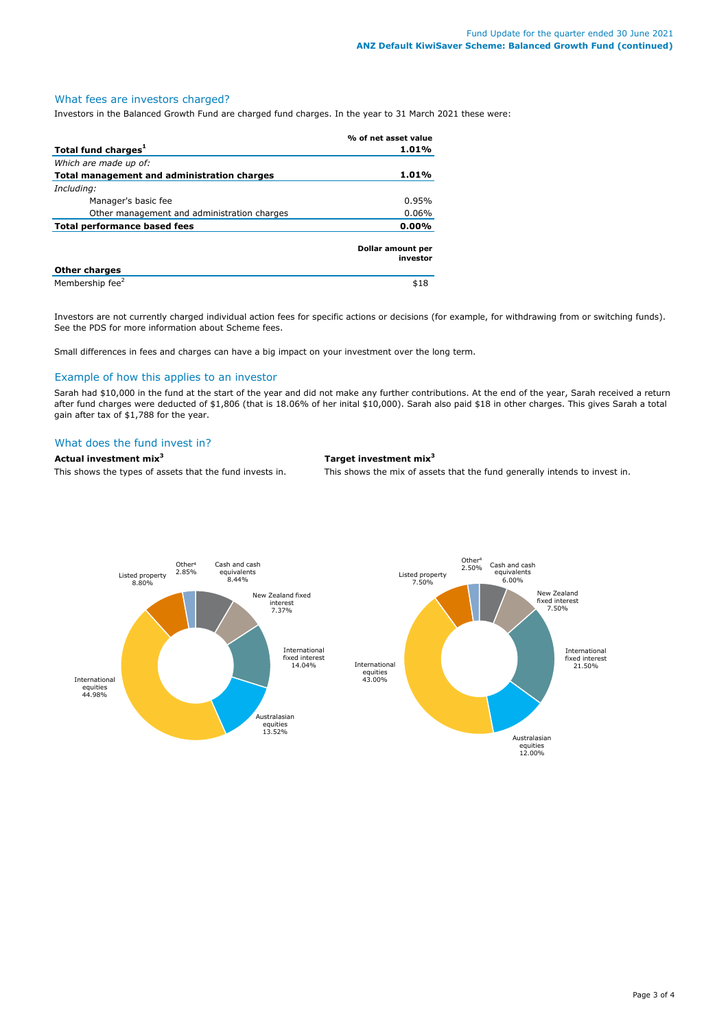## What fees are investors charged?

Investors in the Balanced Growth Fund are charged fund charges. In the year to 31 March 2021 these were:

| | % of net asset value |
|---|---|
| **Total fund charges**[1] | **1.01%** |
| *Which are made up of:* | |
| **Total management and administration charges** | **1.01%** |
| *Including:* | |
| Manager's basic fee | 0.95% |
| Other management and administration charges | 0.06% |
| **Total performance based fees** | **0.00%** |

| **Other charges** | **Dollar amount per investor** |
|---|---|
| Membership fee[2] | $18 |

Investors are not currently charged individual action fees for specific actions or decisions (for example, for withdrawing from or switching funds). See the PDS for more information about Scheme fees.

Small differences in fees and charges can have a big impact on your investment over the long term.

## Example of how this applies to an investor

Sarah had $10,000 in the fund at the start of the year and did not make any further contributions. At the end of the year, Sarah received a return after fund charges were deducted of $1,806 (that is 18.06% of her inital $10,000). Sarah also paid $18 in other charges. This gives Sarah a total gain after tax of $1,788 for the year.

## What does the fund invest in?

**Actual investment mix**[3]

This shows the types of assets that the fund invests in.

| Asset type | Actual investment mix |
|---|---|
| Cash and cash equivalents | 8.44% |
| New Zealand fixed interest | 7.37% |
| International fixed interest | 14.04% |
| Australasian equities | 13.52% |
| International equities | 44.98% |
| Listed property | 8.80% |
| Other[4] | 2.85% |

**Target investment mix**[3]

This shows the mix of assets that the fund generally intends to invest in.

| Asset type | Target investment mix |
|---|---|
| Cash and cash equivalents | 6.00% |
| New Zealand fixed interest | 7.50% |
| International fixed interest | 21.50% |
| Australasian equities | 12.00% |
| International equities | 43.00% |
| Listed property | 7.50% |
| Other[4] | 2.50% |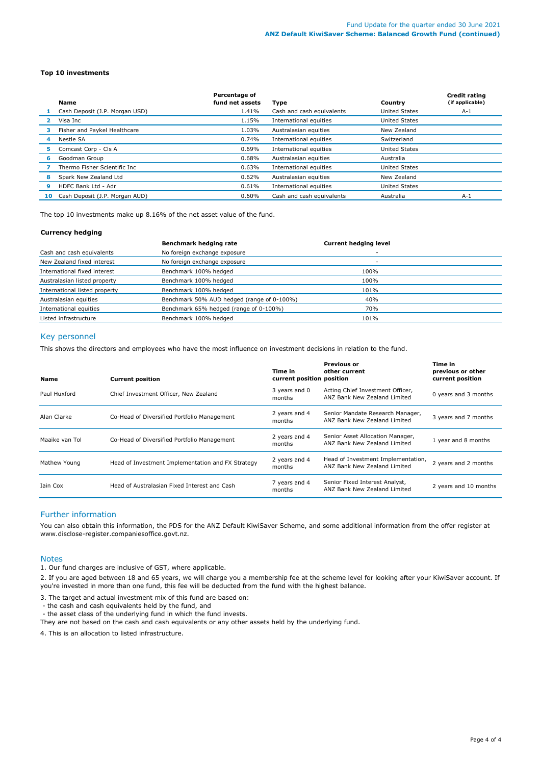### Top 10 investments

| | Name | Percentage of fund net assets | Type | Country | Credit rating (if applicable) |
|---|---|---|---|---|---|
| 1 | Cash Deposit (J.P. Morgan USD) | 1.41% | Cash and cash equivalents | United States | A-1 |
| 2 | Visa Inc | 1.15% | International equities | United States | |
| 3 | Fisher and Paykel Healthcare | 1.03% | Australasian equities | New Zealand | |
| 4 | Nestle SA | 0.74% | International equities | Switzerland | |
| 5 | Comcast Corp - Cls A | 0.69% | International equities | United States | |
| 6 | Goodman Group | 0.68% | Australasian equities | Australia | |
| 7 | Thermo Fisher Scientific Inc | 0.63% | International equities | United States | |
| 8 | Spark New Zealand Ltd | 0.62% | Australasian equities | New Zealand | |
| 9 | HDFC Bank Ltd - Adr | 0.61% | International equities | United States | |
| 10 | Cash Deposit (J.P. Morgan AUD) | 0.60% | Cash and cash equivalents | Australia | A-1 |

The top 10 investments make up 8.16% of the net asset value of the fund.

### Currency hedging

| | Benchmark hedging rate | Current hedging level |
|---|---|---|
| Cash and cash equivalents | No foreign exchange exposure | - |
| New Zealand fixed interest | No foreign exchange exposure | - |
| International fixed interest | Benchmark 100% hedged | 100% |
| Australasian listed property | Benchmark 100% hedged | 100% |
| International listed property | Benchmark 100% hedged | 101% |
| Australasian equities | Benchmark 50% AUD hedged (range of 0-100%) | 40% |
| International equities | Benchmark 65% hedged (range of 0-100%) | 70% |
| Listed infrastructure | Benchmark 100% hedged | 101% |

## Key personnel

This shows the directors and employees who have the most influence on investment decisions in relation to the fund.

| Name | Current position | Time in current position | Previous or other current position | Time in previous or other current position |
|---|---|---|---|---|
| Paul Huxford | Chief Investment Officer, New Zealand | 3 years and 0 months | Acting Chief Investment Officer, ANZ Bank New Zealand Limited | 0 years and 3 months |
| Alan Clarke | Co-Head of Diversified Portfolio Management | 2 years and 4 months | Senior Mandate Research Manager, ANZ Bank New Zealand Limited | 3 years and 7 months |
| Maaike van Tol | Co-Head of Diversified Portfolio Management | 2 years and 4 months | Senior Asset Allocation Manager, ANZ Bank New Zealand Limited | 1 year and 8 months |
| Mathew Young | Head of Investment Implementation and FX Strategy | 2 years and 4 months | Head of Investment Implementation, ANZ Bank New Zealand Limited | 2 years and 2 months |
| Iain Cox | Head of Australasian Fixed Interest and Cash | 7 years and 4 months | Senior Fixed Interest Analyst, ANZ Bank New Zealand Limited | 2 years and 10 months |

## Further information

You can also obtain this information, the PDS for the ANZ Default KiwiSaver Scheme, and some additional information from the offer register at www.disclose-register.companiesoffice.govt.nz.

## Notes

1. Our fund charges are inclusive of GST, where applicable.

2. If you are aged between 18 and 65 years, we will charge you a membership fee at the scheme level for looking after your KiwiSaver account. If you're invested in more than one fund, this fee will be deducted from the fund with the highest balance.

3. The target and actual investment mix of this fund are based on:
 - the cash and cash equivalents held by the fund, and
 - the asset class of the underlying fund in which the fund invests.

They are not based on the cash and cash equivalents or any other assets held by the underlying fund.

4. This is an allocation to listed infrastructure.